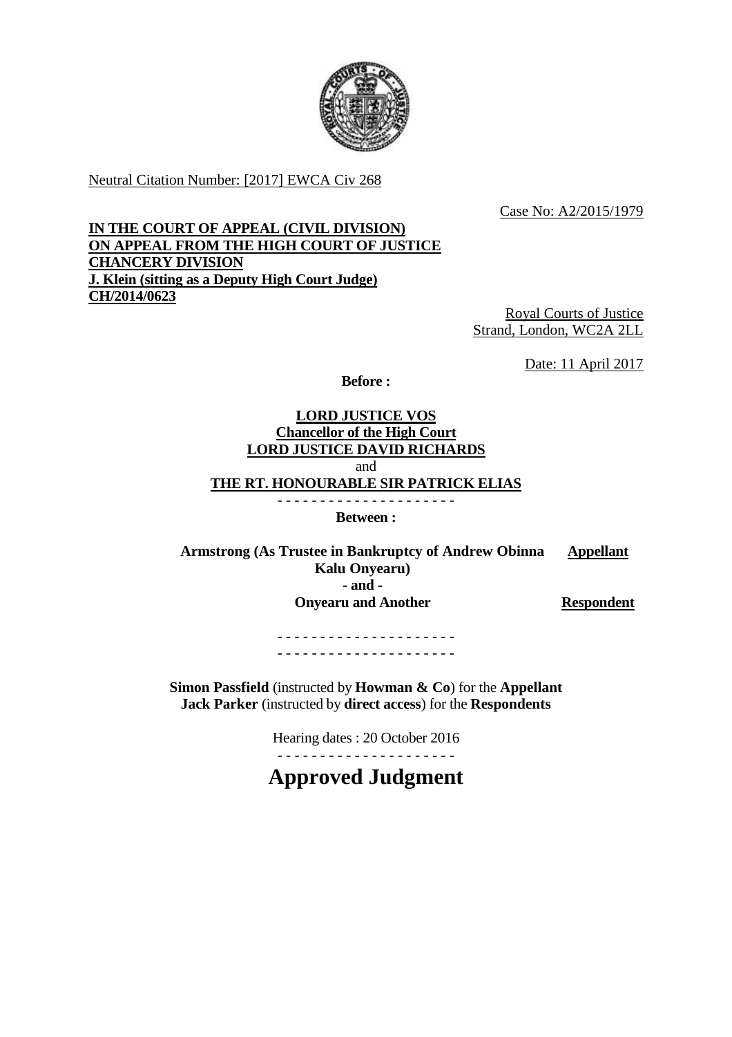Neutral Citation Number: [2017] EWCA Civ 268

Case No: A2/2015/1979

**IN THE COURT OF APPEAL (CIVIL DIVISION)**
**ON APPEAL FROM THE HIGH COURT OF JUSTICE**
**CHANCERY DIVISION**
**J. Klein (sitting as a Deputy High Court Judge)**
**CH/2014/0623**

Royal Courts of Justice
Strand, London, WC2A 2LL

Date: 11 April 2017

**Before :**

**LORD JUSTICE VOS**
**Chancellor of the High Court**
**LORD JUSTICE DAVID RICHARDS**
and
**THE RT. HONOURABLE SIR PATRICK ELIAS**

- - - - - - - - - - - - - - - - - - - - -

**Between :**

| | |
|---|---|
| **Armstrong (As Trustee in Bankruptcy of Andrew Obinna Kalu Onyearu)** | **Appellant** |
| **- and -** | |
| **Onyearu and Another** | **Respondent** |

- - - - - - - - - - - - - - - - - - - - -
- - - - - - - - - - - - - - - - - - - - -

**Simon Passfield** (instructed by **Howman & Co**) for the **Appellant**
**Jack Parker** (instructed by **direct access**) for the **Respondents**

Hearing dates : 20 October 2016

- - - - - - - - - - - - - - - - - - - - -

# Approved Judgment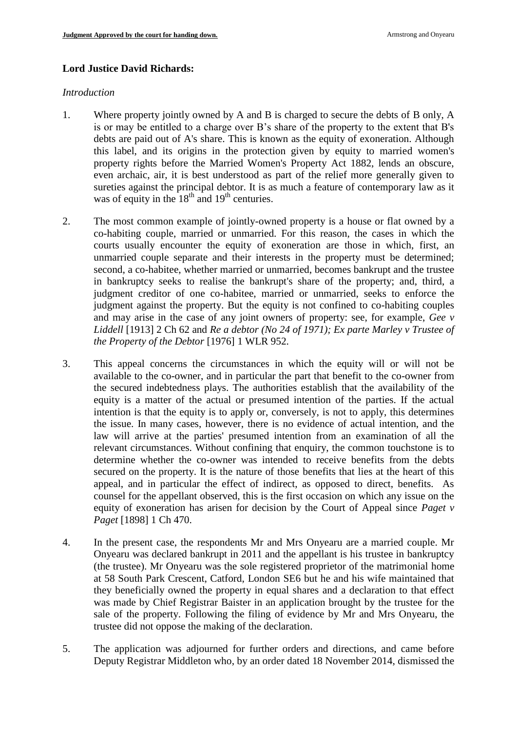**Lord Justice David Richards:**

*Introduction*

1. Where property jointly owned by A and B is charged to secure the debts of B only, A is or may be entitled to a charge over B's share of the property to the extent that B's debts are paid out of A's share. This is known as the equity of exoneration. Although this label, and its origins in the protection given by equity to married women's property rights before the Married Women's Property Act 1882, lends an obscure, even archaic, air, it is best understood as part of the relief more generally given to sureties against the principal debtor. It is as much a feature of contemporary law as it was of equity in the 18th and 19th centuries.

2. The most common example of jointly-owned property is a house or flat owned by a co-habiting couple, married or unmarried. For this reason, the cases in which the courts usually encounter the equity of exoneration are those in which, first, an unmarried couple separate and their interests in the property must be determined; second, a co-habitee, whether married or unmarried, becomes bankrupt and the trustee in bankruptcy seeks to realise the bankrupt's share of the property; and, third, a judgment creditor of one co-habitee, married or unmarried, seeks to enforce the judgment against the property. But the equity is not confined to co-habiting couples and may arise in the case of any joint owners of property: see, for example, *Gee v Liddell* [1913] 2 Ch 62 and *Re a debtor (No 24 of 1971); Ex parte Marley v Trustee of the Property of the Debtor* [1976] 1 WLR 952.

3. This appeal concerns the circumstances in which the equity will or will not be available to the co-owner, and in particular the part that benefit to the co-owner from the secured indebtedness plays. The authorities establish that the availability of the equity is a matter of the actual or presumed intention of the parties. If the actual intention is that the equity is to apply or, conversely, is not to apply, this determines the issue. In many cases, however, there is no evidence of actual intention, and the law will arrive at the parties' presumed intention from an examination of all the relevant circumstances. Without confining that enquiry, the common touchstone is to determine whether the co-owner was intended to receive benefits from the debts secured on the property. It is the nature of those benefits that lies at the heart of this appeal, and in particular the effect of indirect, as opposed to direct, benefits. As counsel for the appellant observed, this is the first occasion on which any issue on the equity of exoneration has arisen for decision by the Court of Appeal since *Paget v Paget* [1898] 1 Ch 470.

4. In the present case, the respondents Mr and Mrs Onyearu are a married couple. Mr Onyearu was declared bankrupt in 2011 and the appellant is his trustee in bankruptcy (the trustee). Mr Onyearu was the sole registered proprietor of the matrimonial home at 58 South Park Crescent, Catford, London SE6 but he and his wife maintained that they beneficially owned the property in equal shares and a declaration to that effect was made by Chief Registrar Baister in an application brought by the trustee for the sale of the property. Following the filing of evidence by Mr and Mrs Onyearu, the trustee did not oppose the making of the declaration.

5. The application was adjourned for further orders and directions, and came before Deputy Registrar Middleton who, by an order dated 18 November 2014, dismissed the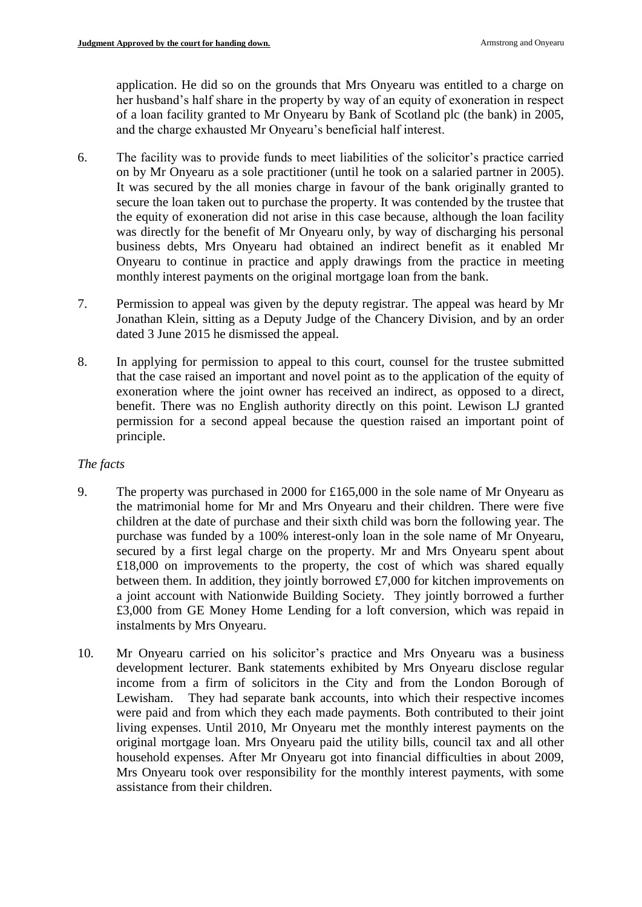application. He did so on the grounds that Mrs Onyearu was entitled to a charge on her husband's half share in the property by way of an equity of exoneration in respect of a loan facility granted to Mr Onyearu by Bank of Scotland plc (the bank) in 2005, and the charge exhausted Mr Onyearu's beneficial half interest.

6. The facility was to provide funds to meet liabilities of the solicitor's practice carried on by Mr Onyearu as a sole practitioner (until he took on a salaried partner in 2005). It was secured by the all monies charge in favour of the bank originally granted to secure the loan taken out to purchase the property. It was contended by the trustee that the equity of exoneration did not arise in this case because, although the loan facility was directly for the benefit of Mr Onyearu only, by way of discharging his personal business debts, Mrs Onyearu had obtained an indirect benefit as it enabled Mr Onyearu to continue in practice and apply drawings from the practice in meeting monthly interest payments on the original mortgage loan from the bank.

7. Permission to appeal was given by the deputy registrar. The appeal was heard by Mr Jonathan Klein, sitting as a Deputy Judge of the Chancery Division, and by an order dated 3 June 2015 he dismissed the appeal.

8. In applying for permission to appeal to this court, counsel for the trustee submitted that the case raised an important and novel point as to the application of the equity of exoneration where the joint owner has received an indirect, as opposed to a direct, benefit. There was no English authority directly on this point. Lewison LJ granted permission for a second appeal because the question raised an important point of principle.

*The facts*

9. The property was purchased in 2000 for £165,000 in the sole name of Mr Onyearu as the matrimonial home for Mr and Mrs Onyearu and their children. There were five children at the date of purchase and their sixth child was born the following year. The purchase was funded by a 100% interest-only loan in the sole name of Mr Onyearu, secured by a first legal charge on the property. Mr and Mrs Onyearu spent about £18,000 on improvements to the property, the cost of which was shared equally between them. In addition, they jointly borrowed £7,000 for kitchen improvements on a joint account with Nationwide Building Society. They jointly borrowed a further £3,000 from GE Money Home Lending for a loft conversion, which was repaid in instalments by Mrs Onyearu.

10. Mr Onyearu carried on his solicitor's practice and Mrs Onyearu was a business development lecturer. Bank statements exhibited by Mrs Onyearu disclose regular income from a firm of solicitors in the City and from the London Borough of Lewisham. They had separate bank accounts, into which their respective incomes were paid and from which they each made payments. Both contributed to their joint living expenses. Until 2010, Mr Onyearu met the monthly interest payments on the original mortgage loan. Mrs Onyearu paid the utility bills, council tax and all other household expenses. After Mr Onyearu got into financial difficulties in about 2009, Mrs Onyearu took over responsibility for the monthly interest payments, with some assistance from their children.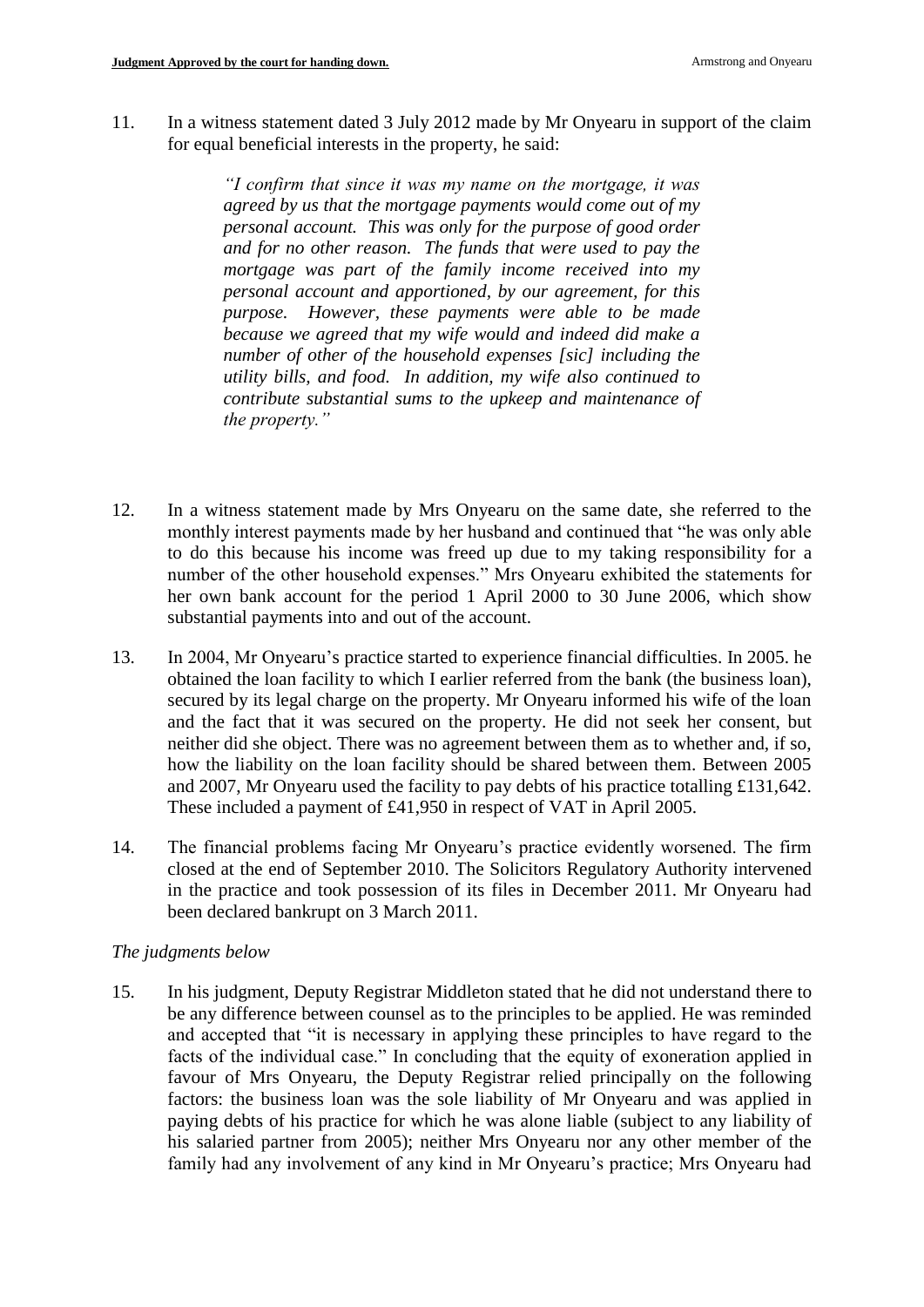11. In a witness statement dated 3 July 2012 made by Mr Onyearu in support of the claim for equal beneficial interests in the property, he said:

> *"I confirm that since it was my name on the mortgage, it was agreed by us that the mortgage payments would come out of my personal account. This was only for the purpose of good order and for no other reason. The funds that were used to pay the mortgage was part of the family income received into my personal account and apportioned, by our agreement, for this purpose. However, these payments were able to be made because we agreed that my wife would and indeed did make a number of other of the household expenses [sic] including the utility bills, and food. In addition, my wife also continued to contribute substantial sums to the upkeep and maintenance of the property."*

12. In a witness statement made by Mrs Onyearu on the same date, she referred to the monthly interest payments made by her husband and continued that "he was only able to do this because his income was freed up due to my taking responsibility for a number of the other household expenses." Mrs Onyearu exhibited the statements for her own bank account for the period 1 April 2000 to 30 June 2006, which show substantial payments into and out of the account.

13. In 2004, Mr Onyearu's practice started to experience financial difficulties. In 2005. he obtained the loan facility to which I earlier referred from the bank (the business loan), secured by its legal charge on the property. Mr Onyearu informed his wife of the loan and the fact that it was secured on the property. He did not seek her consent, but neither did she object. There was no agreement between them as to whether and, if so, how the liability on the loan facility should be shared between them. Between 2005 and 2007, Mr Onyearu used the facility to pay debts of his practice totalling £131,642. These included a payment of £41,950 in respect of VAT in April 2005.

14. The financial problems facing Mr Onyearu's practice evidently worsened. The firm closed at the end of September 2010. The Solicitors Regulatory Authority intervened in the practice and took possession of its files in December 2011. Mr Onyearu had been declared bankrupt on 3 March 2011.

*The judgments below*

15. In his judgment, Deputy Registrar Middleton stated that he did not understand there to be any difference between counsel as to the principles to be applied. He was reminded and accepted that "it is necessary in applying these principles to have regard to the facts of the individual case." In concluding that the equity of exoneration applied in favour of Mrs Onyearu, the Deputy Registrar relied principally on the following factors: the business loan was the sole liability of Mr Onyearu and was applied in paying debts of his practice for which he was alone liable (subject to any liability of his salaried partner from 2005); neither Mrs Onyearu nor any other member of the family had any involvement of any kind in Mr Onyearu's practice; Mrs Onyearu had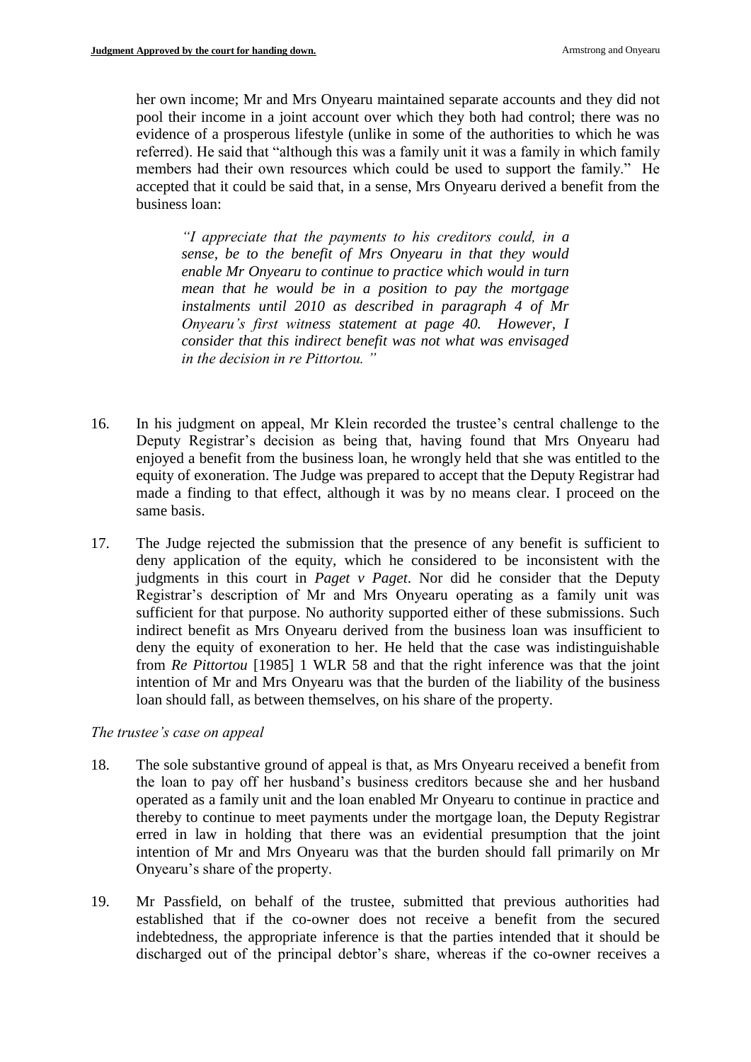her own income; Mr and Mrs Onyearu maintained separate accounts and they did not pool their income in a joint account over which they both had control; there was no evidence of a prosperous lifestyle (unlike in some of the authorities to which he was referred). He said that "although this was a family unit it was a family in which family members had their own resources which could be used to support the family." He accepted that it could be said that, in a sense, Mrs Onyearu derived a benefit from the business loan:

> *"I appreciate that the payments to his creditors could, in a sense, be to the benefit of Mrs Onyearu in that they would enable Mr Onyearu to continue to practice which would in turn mean that he would be in a position to pay the mortgage instalments until 2010 as described in paragraph 4 of Mr Onyearu's first witness statement at page 40. However, I consider that this indirect benefit was not what was envisaged in the decision in re Pittortou."*

16. In his judgment on appeal, Mr Klein recorded the trustee's central challenge to the Deputy Registrar's decision as being that, having found that Mrs Onyearu had enjoyed a benefit from the business loan, he wrongly held that she was entitled to the equity of exoneration. The Judge was prepared to accept that the Deputy Registrar had made a finding to that effect, although it was by no means clear. I proceed on the same basis.

17. The Judge rejected the submission that the presence of any benefit is sufficient to deny application of the equity, which he considered to be inconsistent with the judgments in this court in *Paget v Paget*. Nor did he consider that the Deputy Registrar's description of Mr and Mrs Onyearu operating as a family unit was sufficient for that purpose. No authority supported either of these submissions. Such indirect benefit as Mrs Onyearu derived from the business loan was insufficient to deny the equity of exoneration to her. He held that the case was indistinguishable from *Re Pittortou* [1985] 1 WLR 58 and that the right inference was that the joint intention of Mr and Mrs Onyearu was that the burden of the liability of the business loan should fall, as between themselves, on his share of the property.

*The trustee's case on appeal*

18. The sole substantive ground of appeal is that, as Mrs Onyearu received a benefit from the loan to pay off her husband's business creditors because she and her husband operated as a family unit and the loan enabled Mr Onyearu to continue in practice and thereby to continue to meet payments under the mortgage loan, the Deputy Registrar erred in law in holding that there was an evidential presumption that the joint intention of Mr and Mrs Onyearu was that the burden should fall primarily on Mr Onyearu's share of the property.

19. Mr Passfield, on behalf of the trustee, submitted that previous authorities had established that if the co-owner does not receive a benefit from the secured indebtedness, the appropriate inference is that the parties intended that it should be discharged out of the principal debtor's share, whereas if the co-owner receives a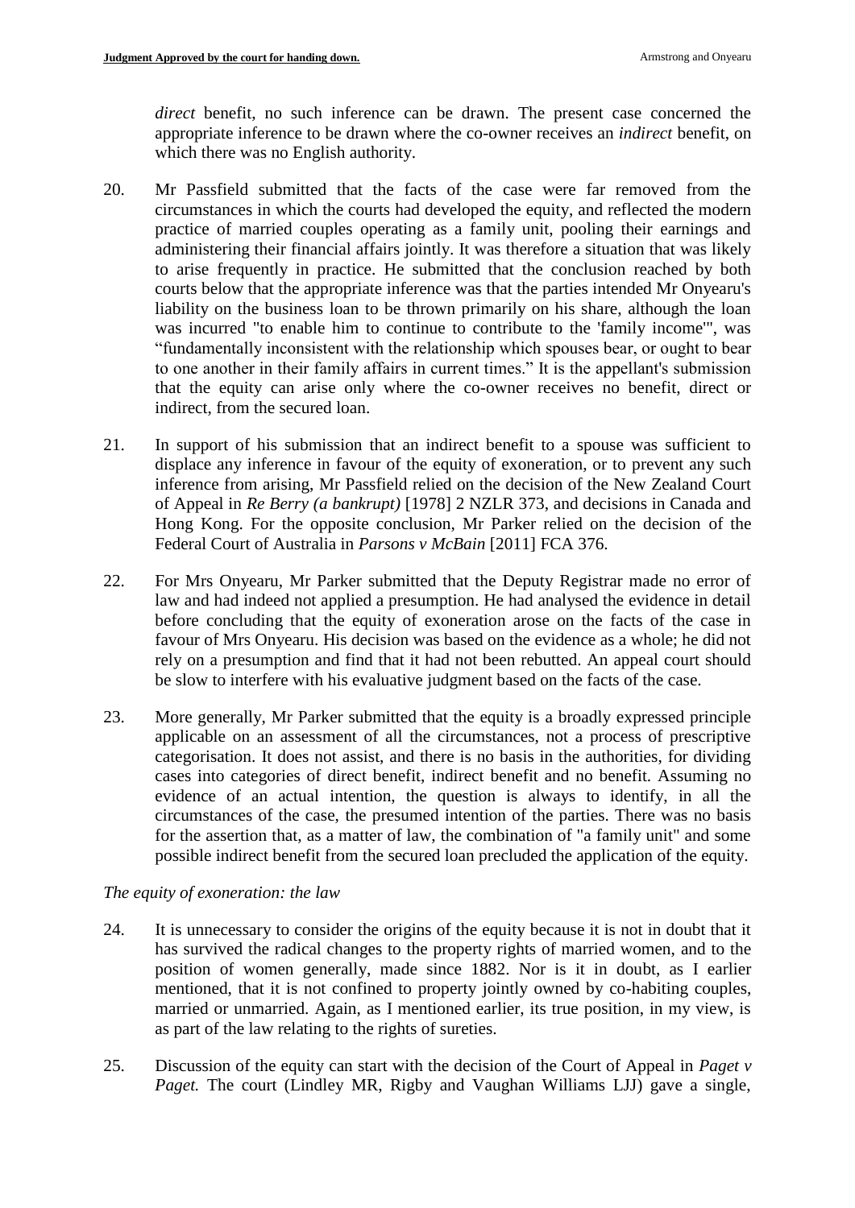*direct* benefit, no such inference can be drawn. The present case concerned the appropriate inference to be drawn where the co-owner receives an *indirect* benefit, on which there was no English authority.

20. Mr Passfield submitted that the facts of the case were far removed from the circumstances in which the courts had developed the equity, and reflected the modern practice of married couples operating as a family unit, pooling their earnings and administering their financial affairs jointly. It was therefore a situation that was likely to arise frequently in practice. He submitted that the conclusion reached by both courts below that the appropriate inference was that the parties intended Mr Onyearu's liability on the business loan to be thrown primarily on his share, although the loan was incurred "to enable him to continue to contribute to the 'family income'", was "fundamentally inconsistent with the relationship which spouses bear, or ought to bear to one another in their family affairs in current times." It is the appellant's submission that the equity can arise only where the co-owner receives no benefit, direct or indirect, from the secured loan.

21. In support of his submission that an indirect benefit to a spouse was sufficient to displace any inference in favour of the equity of exoneration, or to prevent any such inference from arising, Mr Passfield relied on the decision of the New Zealand Court of Appeal in *Re Berry (a bankrupt)* [1978] 2 NZLR 373, and decisions in Canada and Hong Kong. For the opposite conclusion, Mr Parker relied on the decision of the Federal Court of Australia in *Parsons v McBain* [2011] FCA 376.

22. For Mrs Onyearu, Mr Parker submitted that the Deputy Registrar made no error of law and had indeed not applied a presumption. He had analysed the evidence in detail before concluding that the equity of exoneration arose on the facts of the case in favour of Mrs Onyearu. His decision was based on the evidence as a whole; he did not rely on a presumption and find that it had not been rebutted. An appeal court should be slow to interfere with his evaluative judgment based on the facts of the case.

23. More generally, Mr Parker submitted that the equity is a broadly expressed principle applicable on an assessment of all the circumstances, not a process of prescriptive categorisation. It does not assist, and there is no basis in the authorities, for dividing cases into categories of direct benefit, indirect benefit and no benefit. Assuming no evidence of an actual intention, the question is always to identify, in all the circumstances of the case, the presumed intention of the parties. There was no basis for the assertion that, as a matter of law, the combination of "a family unit" and some possible indirect benefit from the secured loan precluded the application of the equity.

*The equity of exoneration: the law*

24. It is unnecessary to consider the origins of the equity because it is not in doubt that it has survived the radical changes to the property rights of married women, and to the position of women generally, made since 1882. Nor is it in doubt, as I earlier mentioned, that it is not confined to property jointly owned by co-habiting couples, married or unmarried. Again, as I mentioned earlier, its true position, in my view, is as part of the law relating to the rights of sureties.

25. Discussion of the equity can start with the decision of the Court of Appeal in *Paget v Paget.* The court (Lindley MR, Rigby and Vaughan Williams LJJ) gave a single,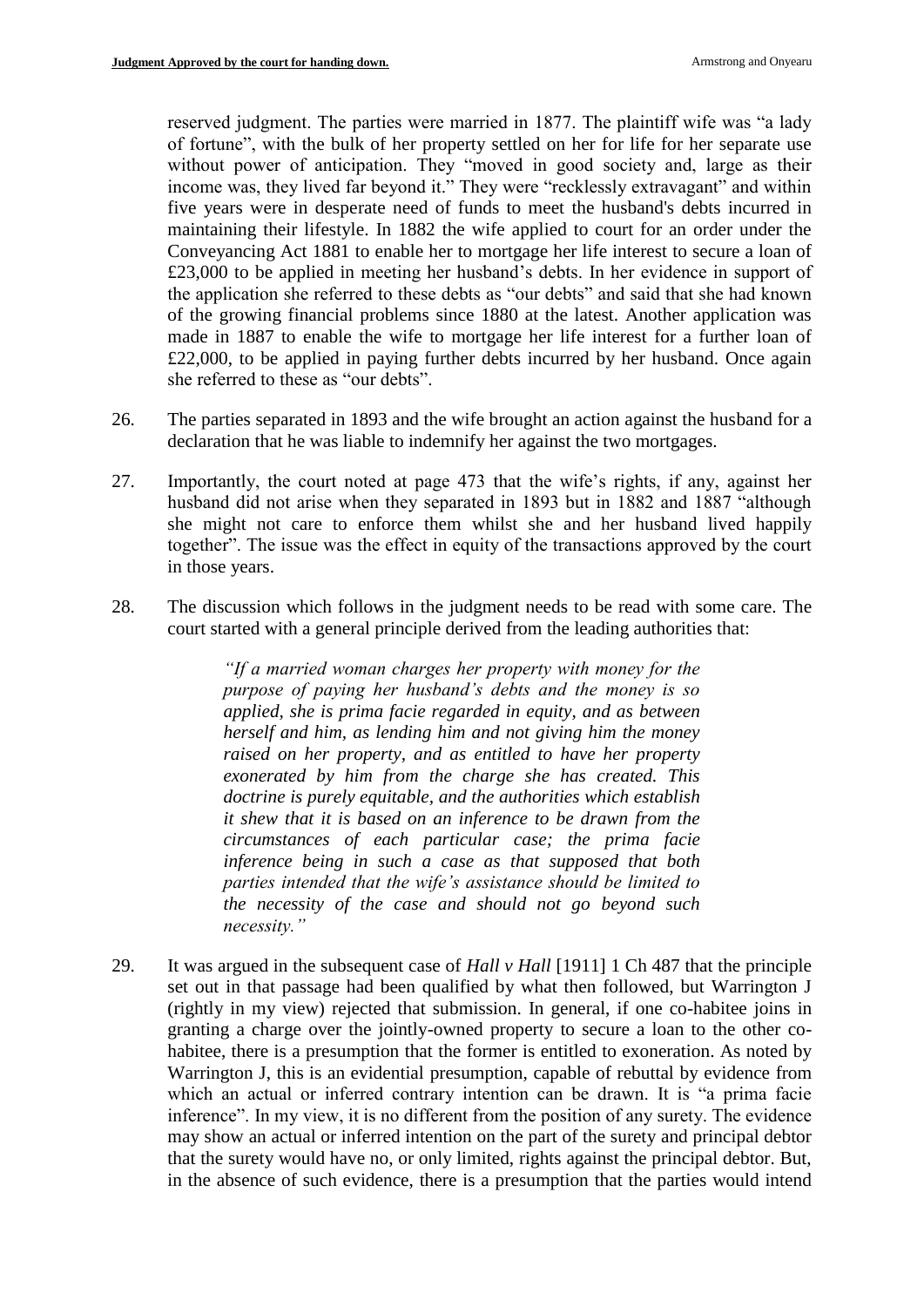reserved judgment. The parties were married in 1877. The plaintiff wife was "a lady of fortune", with the bulk of her property settled on her for life for her separate use without power of anticipation. They "moved in good society and, large as their income was, they lived far beyond it." They were "recklessly extravagant" and within five years were in desperate need of funds to meet the husband's debts incurred in maintaining their lifestyle. In 1882 the wife applied to court for an order under the Conveyancing Act 1881 to enable her to mortgage her life interest to secure a loan of £23,000 to be applied in meeting her husband's debts. In her evidence in support of the application she referred to these debts as "our debts" and said that she had known of the growing financial problems since 1880 at the latest. Another application was made in 1887 to enable the wife to mortgage her life interest for a further loan of £22,000, to be applied in paying further debts incurred by her husband. Once again she referred to these as "our debts".

26. The parties separated in 1893 and the wife brought an action against the husband for a declaration that he was liable to indemnify her against the two mortgages.

27. Importantly, the court noted at page 473 that the wife's rights, if any, against her husband did not arise when they separated in 1893 but in 1882 and 1887 "although she might not care to enforce them whilst she and her husband lived happily together". The issue was the effect in equity of the transactions approved by the court in those years.

28. The discussion which follows in the judgment needs to be read with some care. The court started with a general principle derived from the leading authorities that:

> *"If a married woman charges her property with money for the purpose of paying her husband's debts and the money is so applied, she is prima facie regarded in equity, and as between herself and him, as lending him and not giving him the money raised on her property, and as entitled to have her property exonerated by him from the charge she has created. This doctrine is purely equitable, and the authorities which establish it shew that it is based on an inference to be drawn from the circumstances of each particular case; the prima facie inference being in such a case as that supposed that both parties intended that the wife's assistance should be limited to the necessity of the case and should not go beyond such necessity."*

29. It was argued in the subsequent case of *Hall v Hall* [1911] 1 Ch 487 that the principle set out in that passage had been qualified by what then followed, but Warrington J (rightly in my view) rejected that submission. In general, if one co-habitee joins in granting a charge over the jointly-owned property to secure a loan to the other co-habitee, there is a presumption that the former is entitled to exoneration. As noted by Warrington J, this is an evidential presumption, capable of rebuttal by evidence from which an actual or inferred contrary intention can be drawn. It is "a prima facie inference". In my view, it is no different from the position of any surety. The evidence may show an actual or inferred intention on the part of the surety and principal debtor that the surety would have no, or only limited, rights against the principal debtor. But, in the absence of such evidence, there is a presumption that the parties would intend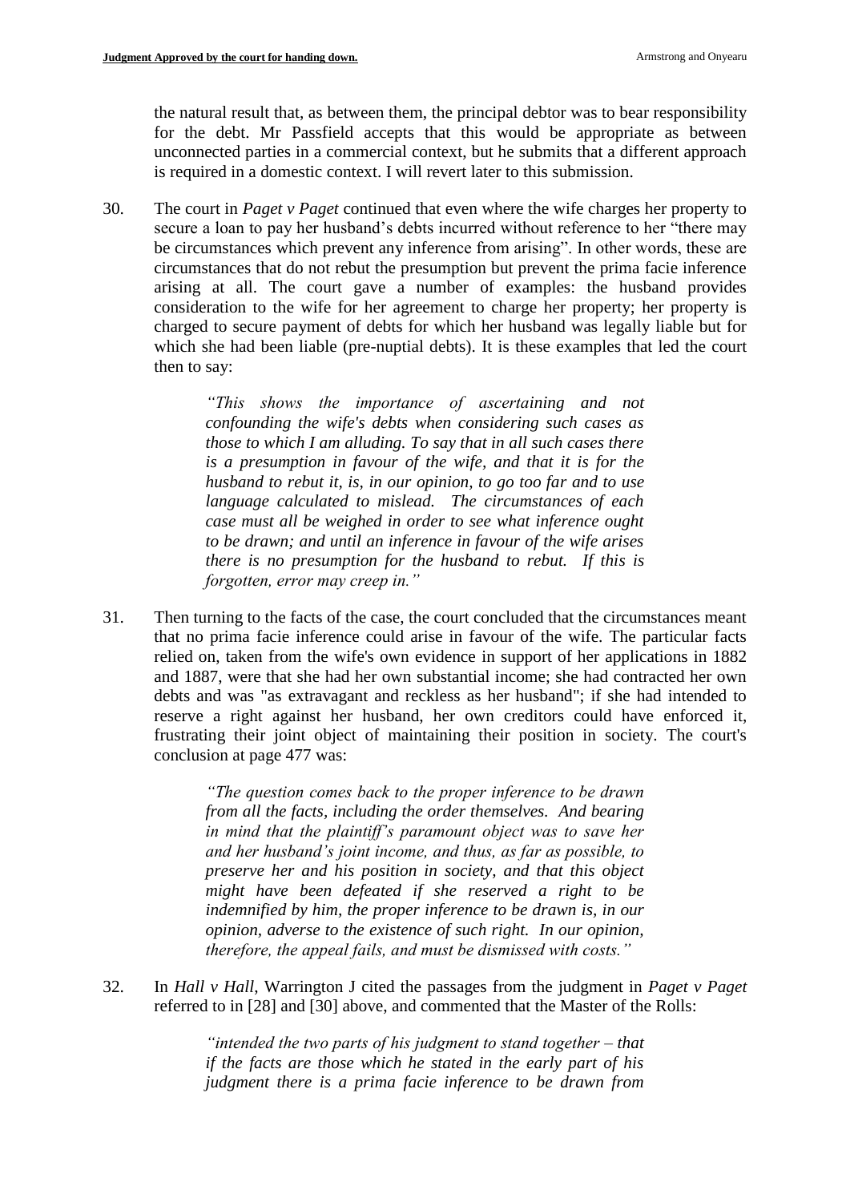the natural result that, as between them, the principal debtor was to bear responsibility for the debt. Mr Passfield accepts that this would be appropriate as between unconnected parties in a commercial context, but he submits that a different approach is required in a domestic context. I will revert later to this submission.

30. The court in *Paget v Paget* continued that even where the wife charges her property to secure a loan to pay her husband's debts incurred without reference to her "there may be circumstances which prevent any inference from arising". In other words, these are circumstances that do not rebut the presumption but prevent the prima facie inference arising at all. The court gave a number of examples: the husband provides consideration to the wife for her agreement to charge her property; her property is charged to secure payment of debts for which her husband was legally liable but for which she had been liable (pre-nuptial debts). It is these examples that led the court then to say:

> *"This shows the importance of ascertaining and not confounding the wife's debts when considering such cases as those to which I am alluding. To say that in all such cases there is a presumption in favour of the wife, and that it is for the husband to rebut it, is, in our opinion, to go too far and to use language calculated to mislead. The circumstances of each case must all be weighed in order to see what inference ought to be drawn; and until an inference in favour of the wife arises there is no presumption for the husband to rebut. If this is forgotten, error may creep in."*

31. Then turning to the facts of the case, the court concluded that the circumstances meant that no prima facie inference could arise in favour of the wife. The particular facts relied on, taken from the wife's own evidence in support of her applications in 1882 and 1887, were that she had her own substantial income; she had contracted her own debts and was "as extravagant and reckless as her husband"; if she had intended to reserve a right against her husband, her own creditors could have enforced it, frustrating their joint object of maintaining their position in society. The court's conclusion at page 477 was:

> *"The question comes back to the proper inference to be drawn from all the facts, including the order themselves. And bearing in mind that the plaintiff's paramount object was to save her and her husband's joint income, and thus, as far as possible, to preserve her and his position in society, and that this object might have been defeated if she reserved a right to be indemnified by him, the proper inference to be drawn is, in our opinion, adverse to the existence of such right. In our opinion, therefore, the appeal fails, and must be dismissed with costs."*

32. In *Hall v Hall*, Warrington J cited the passages from the judgment in *Paget v Paget* referred to in [28] and [30] above, and commented that the Master of the Rolls:

> *"intended the two parts of his judgment to stand together – that if the facts are those which he stated in the early part of his judgment there is a prima facie inference to be drawn from*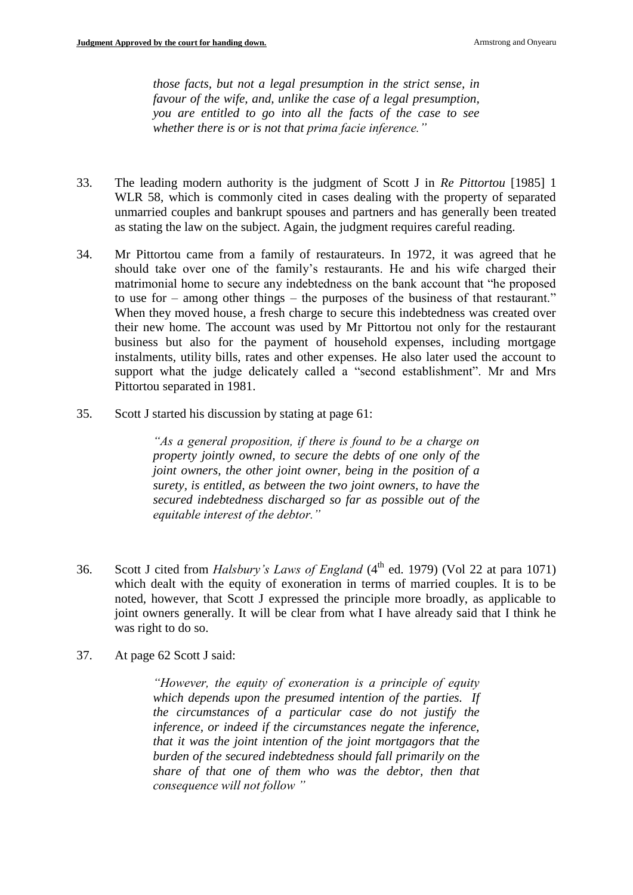> *those facts, but not a legal presumption in the strict sense, in favour of the wife, and, unlike the case of a legal presumption, you are entitled to go into all the facts of the case to see whether there is or is not that prima facie inference."*

33. The leading modern authority is the judgment of Scott J in *Re Pittortou* [1985] 1 WLR 58, which is commonly cited in cases dealing with the property of separated unmarried couples and bankrupt spouses and partners and has generally been treated as stating the law on the subject. Again, the judgment requires careful reading.

34. Mr Pittortou came from a family of restaurateurs. In 1972, it was agreed that he should take over one of the family's restaurants. He and his wife charged their matrimonial home to secure any indebtedness on the bank account that "he proposed to use for – among other things – the purposes of the business of that restaurant." When they moved house, a fresh charge to secure this indebtedness was created over their new home. The account was used by Mr Pittortou not only for the restaurant business but also for the payment of household expenses, including mortgage instalments, utility bills, rates and other expenses. He also later used the account to support what the judge delicately called a "second establishment". Mr and Mrs Pittortou separated in 1981.

35. Scott J started his discussion by stating at page 61:

> *"As a general proposition, if there is found to be a charge on property jointly owned, to secure the debts of one only of the joint owners, the other joint owner, being in the position of a surety, is entitled, as between the two joint owners, to have the secured indebtedness discharged so far as possible out of the equitable interest of the debtor."*

36. Scott J cited from *Halsbury's Laws of England* (4th ed. 1979) (Vol 22 at para 1071) which dealt with the equity of exoneration in terms of married couples. It is to be noted, however, that Scott J expressed the principle more broadly, as applicable to joint owners generally. It will be clear from what I have already said that I think he was right to do so.

37. At page 62 Scott J said:

> *"However, the equity of exoneration is a principle of equity which depends upon the presumed intention of the parties. If the circumstances of a particular case do not justify the inference, or indeed if the circumstances negate the inference, that it was the joint intention of the joint mortgagors that the burden of the secured indebtedness should fall primarily on the share of that one of them who was the debtor, then that consequence will not follow "*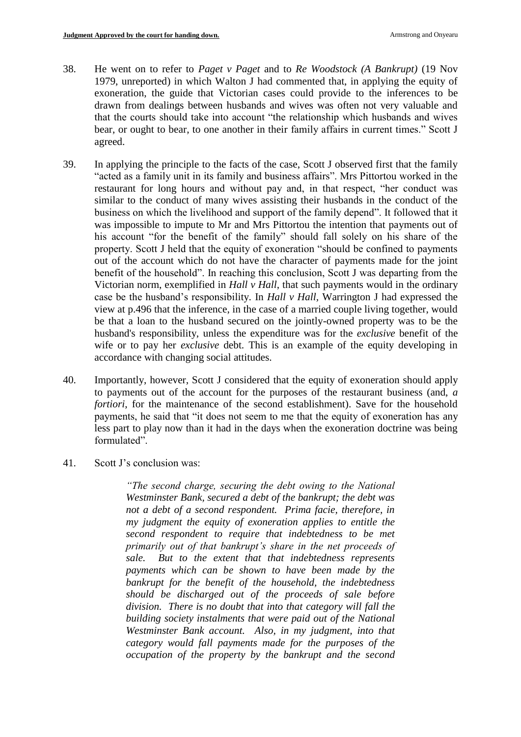38. He went on to refer to *Paget v Paget* and to *Re Woodstock (A Bankrupt)* (19 Nov 1979, unreported) in which Walton J had commented that, in applying the equity of exoneration, the guide that Victorian cases could provide to the inferences to be drawn from dealings between husbands and wives was often not very valuable and that the courts should take into account "the relationship which husbands and wives bear, or ought to bear, to one another in their family affairs in current times." Scott J agreed.

39. In applying the principle to the facts of the case, Scott J observed first that the family "acted as a family unit in its family and business affairs". Mrs Pittortou worked in the restaurant for long hours and without pay and, in that respect, "her conduct was similar to the conduct of many wives assisting their husbands in the conduct of the business on which the livelihood and support of the family depend". It followed that it was impossible to impute to Mr and Mrs Pittortou the intention that payments out of his account "for the benefit of the family" should fall solely on his share of the property. Scott J held that the equity of exoneration "should be confined to payments out of the account which do not have the character of payments made for the joint benefit of the household". In reaching this conclusion, Scott J was departing from the Victorian norm, exemplified in *Hall v Hall*, that such payments would in the ordinary case be the husband's responsibility. In *Hall v Hall*, Warrington J had expressed the view at p.496 that the inference, in the case of a married couple living together, would be that a loan to the husband secured on the jointly-owned property was to be the husband's responsibility, unless the expenditure was for the *exclusive* benefit of the wife or to pay her *exclusive* debt. This is an example of the equity developing in accordance with changing social attitudes.

40. Importantly, however, Scott J considered that the equity of exoneration should apply to payments out of the account for the purposes of the restaurant business (and, *a fortiori*, for the maintenance of the second establishment). Save for the household payments, he said that "it does not seem to me that the equity of exoneration has any less part to play now than it had in the days when the exoneration doctrine was being formulated".

41. Scott J's conclusion was:

> *"The second charge, securing the debt owing to the National Westminster Bank, secured a debt of the bankrupt; the debt was not a debt of a second respondent. Prima facie, therefore, in my judgment the equity of exoneration applies to entitle the second respondent to require that indebtedness to be met primarily out of that bankrupt's share in the net proceeds of sale. But to the extent that that indebtedness represents payments which can be shown to have been made by the bankrupt for the benefit of the household, the indebtedness should be discharged out of the proceeds of sale before division. There is no doubt that into that category will fall the building society instalments that were paid out of the National Westminster Bank account. Also, in my judgment, into that category would fall payments made for the purposes of the occupation of the property by the bankrupt and the second*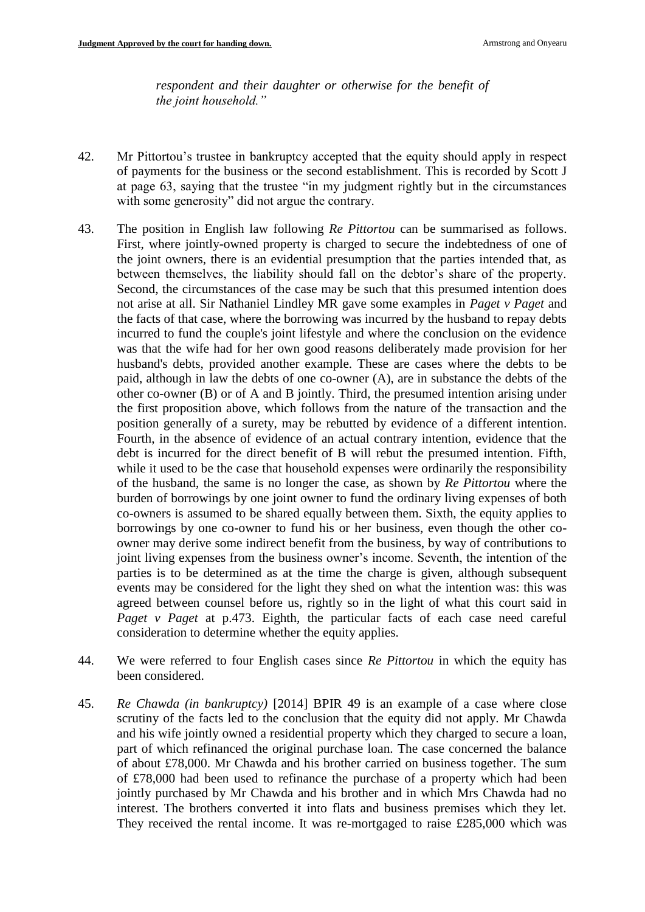*respondent and their daughter or otherwise for the benefit of the joint household."*

42. Mr Pittortou's trustee in bankruptcy accepted that the equity should apply in respect of payments for the business or the second establishment. This is recorded by Scott J at page 63, saying that the trustee "in my judgment rightly but in the circumstances with some generosity" did not argue the contrary.

43. The position in English law following *Re Pittortou* can be summarised as follows. First, where jointly-owned property is charged to secure the indebtedness of one of the joint owners, there is an evidential presumption that the parties intended that, as between themselves, the liability should fall on the debtor's share of the property. Second, the circumstances of the case may be such that this presumed intention does not arise at all. Sir Nathaniel Lindley MR gave some examples in *Paget v Paget* and the facts of that case, where the borrowing was incurred by the husband to repay debts incurred to fund the couple's joint lifestyle and where the conclusion on the evidence was that the wife had for her own good reasons deliberately made provision for her husband's debts, provided another example. These are cases where the debts to be paid, although in law the debts of one co-owner (A), are in substance the debts of the other co-owner (B) or of A and B jointly. Third, the presumed intention arising under the first proposition above, which follows from the nature of the transaction and the position generally of a surety, may be rebutted by evidence of a different intention. Fourth, in the absence of evidence of an actual contrary intention, evidence that the debt is incurred for the direct benefit of B will rebut the presumed intention. Fifth, while it used to be the case that household expenses were ordinarily the responsibility of the husband, the same is no longer the case, as shown by *Re Pittortou* where the burden of borrowings by one joint owner to fund the ordinary living expenses of both co-owners is assumed to be shared equally between them. Sixth, the equity applies to borrowings by one co-owner to fund his or her business, even though the other co-owner may derive some indirect benefit from the business, by way of contributions to joint living expenses from the business owner's income. Seventh, the intention of the parties is to be determined as at the time the charge is given, although subsequent events may be considered for the light they shed on what the intention was: this was agreed between counsel before us, rightly so in the light of what this court said in *Paget v Paget* at p.473. Eighth, the particular facts of each case need careful consideration to determine whether the equity applies.

44. We were referred to four English cases since *Re Pittortou* in which the equity has been considered.

45. *Re Chawda (in bankruptcy)* [2014] BPIR 49 is an example of a case where close scrutiny of the facts led to the conclusion that the equity did not apply. Mr Chawda and his wife jointly owned a residential property which they charged to secure a loan, part of which refinanced the original purchase loan. The case concerned the balance of about £78,000. Mr Chawda and his brother carried on business together. The sum of £78,000 had been used to refinance the purchase of a property which had been jointly purchased by Mr Chawda and his brother and in which Mrs Chawda had no interest. The brothers converted it into flats and business premises which they let. They received the rental income. It was re-mortgaged to raise £285,000 which was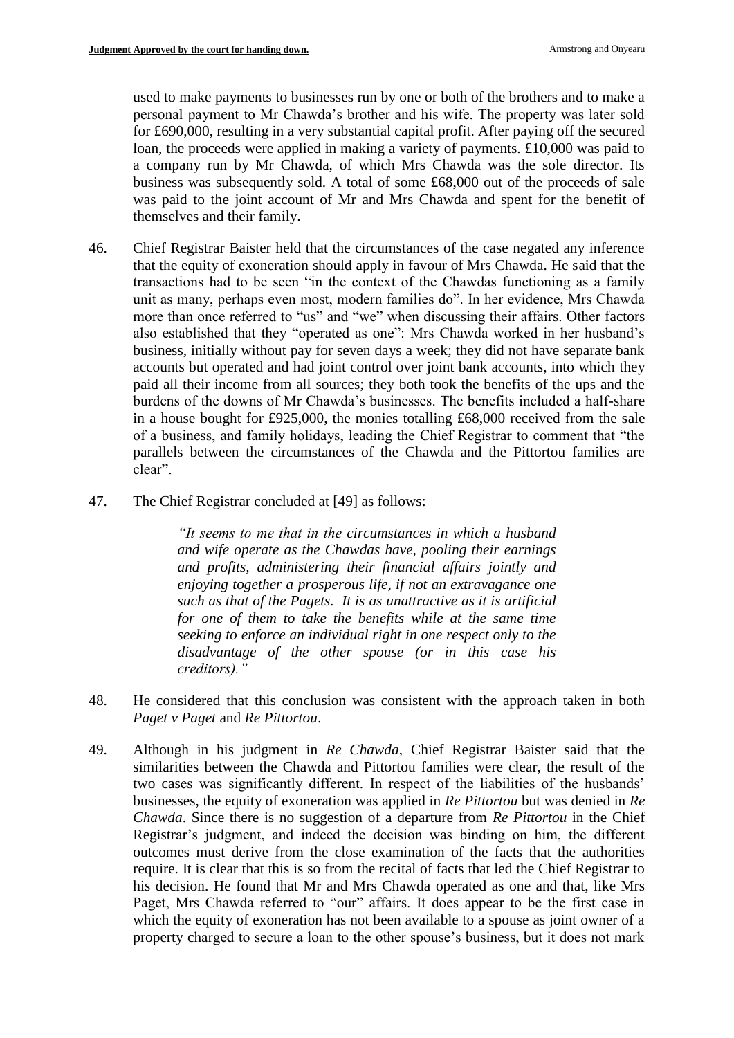used to make payments to businesses run by one or both of the brothers and to make a personal payment to Mr Chawda's brother and his wife. The property was later sold for £690,000, resulting in a very substantial capital profit. After paying off the secured loan, the proceeds were applied in making a variety of payments. £10,000 was paid to a company run by Mr Chawda, of which Mrs Chawda was the sole director. Its business was subsequently sold. A total of some £68,000 out of the proceeds of sale was paid to the joint account of Mr and Mrs Chawda and spent for the benefit of themselves and their family.

46. Chief Registrar Baister held that the circumstances of the case negated any inference that the equity of exoneration should apply in favour of Mrs Chawda. He said that the transactions had to be seen "in the context of the Chawdas functioning as a family unit as many, perhaps even most, modern families do". In her evidence, Mrs Chawda more than once referred to "us" and "we" when discussing their affairs. Other factors also established that they "operated as one": Mrs Chawda worked in her husband's business, initially without pay for seven days a week; they did not have separate bank accounts but operated and had joint control over joint bank accounts, into which they paid all their income from all sources; they both took the benefits of the ups and the burdens of the downs of Mr Chawda's businesses. The benefits included a half-share in a house bought for £925,000, the monies totalling £68,000 received from the sale of a business, and family holidays, leading the Chief Registrar to comment that "the parallels between the circumstances of the Chawda and the Pittortou families are clear".

47. The Chief Registrar concluded at [49] as follows:

> *"It seems to me that in the circumstances in which a husband and wife operate as the Chawdas have, pooling their earnings and profits, administering their financial affairs jointly and enjoying together a prosperous life, if not an extravagance one such as that of the Pagets. It is as unattractive as it is artificial for one of them to take the benefits while at the same time seeking to enforce an individual right in one respect only to the disadvantage of the other spouse (or in this case his creditors)."*

48. He considered that this conclusion was consistent with the approach taken in both *Paget v Paget* and *Re Pittortou*.

49. Although in his judgment in *Re Chawda*, Chief Registrar Baister said that the similarities between the Chawda and Pittortou families were clear, the result of the two cases was significantly different. In respect of the liabilities of the husbands' businesses, the equity of exoneration was applied in *Re Pittortou* but was denied in *Re Chawda*. Since there is no suggestion of a departure from *Re Pittortou* in the Chief Registrar's judgment, and indeed the decision was binding on him, the different outcomes must derive from the close examination of the facts that the authorities require. It is clear that this is so from the recital of facts that led the Chief Registrar to his decision. He found that Mr and Mrs Chawda operated as one and that, like Mrs Paget, Mrs Chawda referred to "our" affairs. It does appear to be the first case in which the equity of exoneration has not been available to a spouse as joint owner of a property charged to secure a loan to the other spouse's business, but it does not mark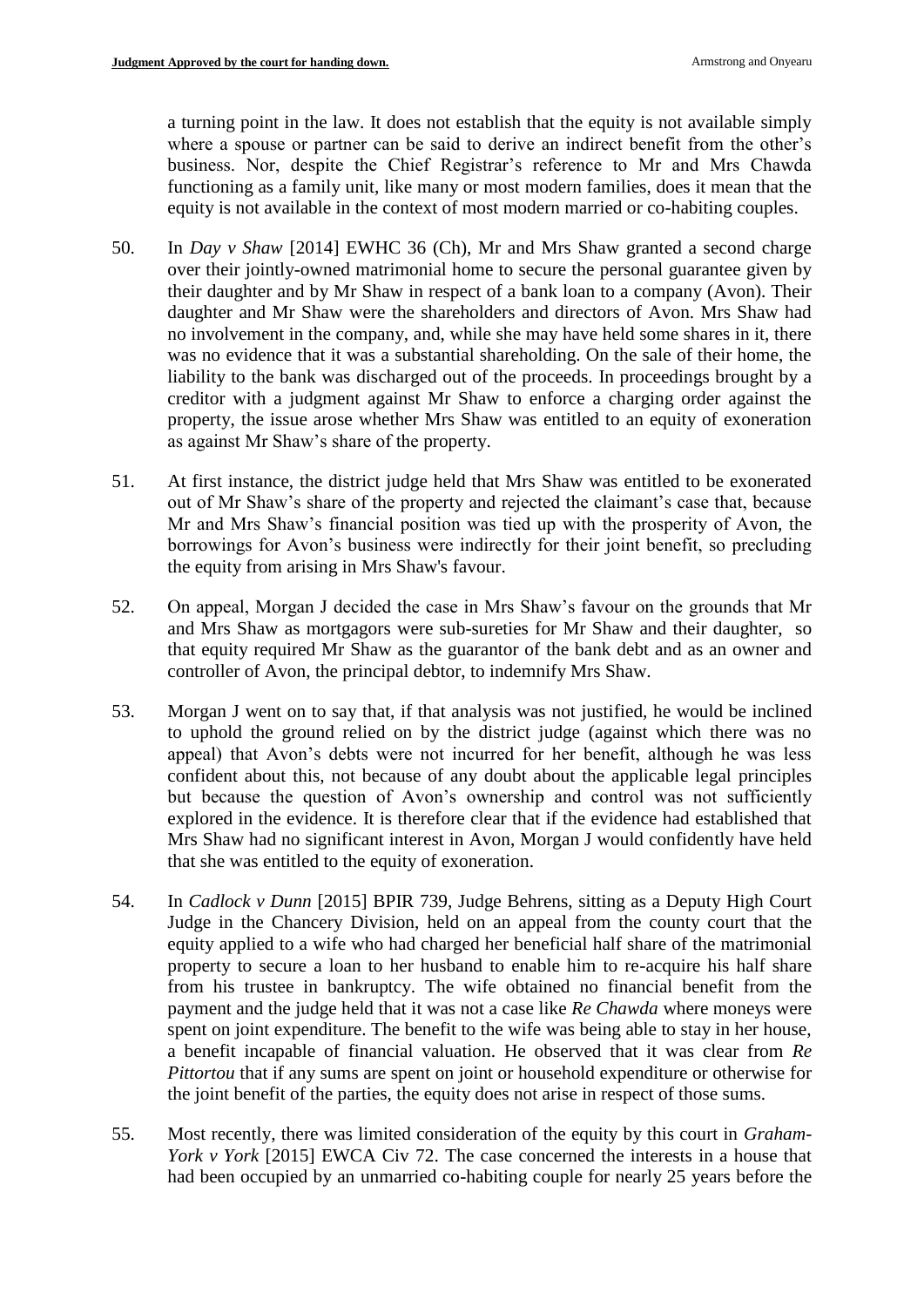a turning point in the law. It does not establish that the equity is not available simply where a spouse or partner can be said to derive an indirect benefit from the other's business. Nor, despite the Chief Registrar's reference to Mr and Mrs Chawda functioning as a family unit, like many or most modern families, does it mean that the equity is not available in the context of most modern married or co-habiting couples.

50. In *Day v Shaw* [2014] EWHC 36 (Ch), Mr and Mrs Shaw granted a second charge over their jointly-owned matrimonial home to secure the personal guarantee given by their daughter and by Mr Shaw in respect of a bank loan to a company (Avon). Their daughter and Mr Shaw were the shareholders and directors of Avon. Mrs Shaw had no involvement in the company, and, while she may have held some shares in it, there was no evidence that it was a substantial shareholding. On the sale of their home, the liability to the bank was discharged out of the proceeds. In proceedings brought by a creditor with a judgment against Mr Shaw to enforce a charging order against the property, the issue arose whether Mrs Shaw was entitled to an equity of exoneration as against Mr Shaw's share of the property.

51. At first instance, the district judge held that Mrs Shaw was entitled to be exonerated out of Mr Shaw's share of the property and rejected the claimant's case that, because Mr and Mrs Shaw's financial position was tied up with the prosperity of Avon, the borrowings for Avon's business were indirectly for their joint benefit, so precluding the equity from arising in Mrs Shaw's favour.

52. On appeal, Morgan J decided the case in Mrs Shaw's favour on the grounds that Mr and Mrs Shaw as mortgagors were sub-sureties for Mr Shaw and their daughter, so that equity required Mr Shaw as the guarantor of the bank debt and as an owner and controller of Avon, the principal debtor, to indemnify Mrs Shaw.

53. Morgan J went on to say that, if that analysis was not justified, he would be inclined to uphold the ground relied on by the district judge (against which there was no appeal) that Avon's debts were not incurred for her benefit, although he was less confident about this, not because of any doubt about the applicable legal principles but because the question of Avon's ownership and control was not sufficiently explored in the evidence. It is therefore clear that if the evidence had established that Mrs Shaw had no significant interest in Avon, Morgan J would confidently have held that she was entitled to the equity of exoneration.

54. In *Cadlock v Dunn* [2015] BPIR 739, Judge Behrens, sitting as a Deputy High Court Judge in the Chancery Division, held on an appeal from the county court that the equity applied to a wife who had charged her beneficial half share of the matrimonial property to secure a loan to her husband to enable him to re-acquire his half share from his trustee in bankruptcy. The wife obtained no financial benefit from the payment and the judge held that it was not a case like *Re Chawda* where moneys were spent on joint expenditure. The benefit to the wife was being able to stay in her house, a benefit incapable of financial valuation. He observed that it was clear from *Re Pittortou* that if any sums are spent on joint or household expenditure or otherwise for the joint benefit of the parties, the equity does not arise in respect of those sums.

55. Most recently, there was limited consideration of the equity by this court in *Graham-York v York* [2015] EWCA Civ 72. The case concerned the interests in a house that had been occupied by an unmarried co-habiting couple for nearly 25 years before the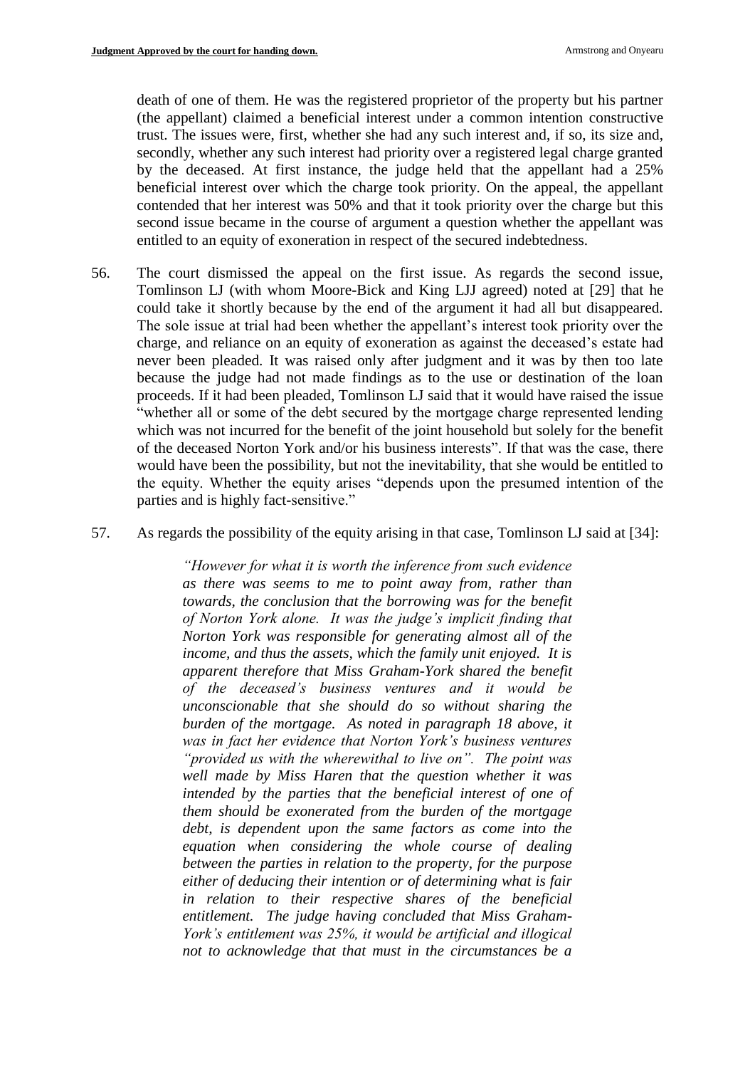death of one of them. He was the registered proprietor of the property but his partner (the appellant) claimed a beneficial interest under a common intention constructive trust. The issues were, first, whether she had any such interest and, if so, its size and, secondly, whether any such interest had priority over a registered legal charge granted by the deceased. At first instance, the judge held that the appellant had a 25% beneficial interest over which the charge took priority. On the appeal, the appellant contended that her interest was 50% and that it took priority over the charge but this second issue became in the course of argument a question whether the appellant was entitled to an equity of exoneration in respect of the secured indebtedness.

56. The court dismissed the appeal on the first issue. As regards the second issue, Tomlinson LJ (with whom Moore-Bick and King LJJ agreed) noted at [29] that he could take it shortly because by the end of the argument it had all but disappeared. The sole issue at trial had been whether the appellant's interest took priority over the charge, and reliance on an equity of exoneration as against the deceased's estate had never been pleaded. It was raised only after judgment and it was by then too late because the judge had not made findings as to the use or destination of the loan proceeds. If it had been pleaded, Tomlinson LJ said that it would have raised the issue "whether all or some of the debt secured by the mortgage charge represented lending which was not incurred for the benefit of the joint household but solely for the benefit of the deceased Norton York and/or his business interests". If that was the case, there would have been the possibility, but not the inevitability, that she would be entitled to the equity. Whether the equity arises "depends upon the presumed intention of the parties and is highly fact-sensitive."

57. As regards the possibility of the equity arising in that case, Tomlinson LJ said at [34]:

> *"However for what it is worth the inference from such evidence as there was seems to me to point away from, rather than towards, the conclusion that the borrowing was for the benefit of Norton York alone. It was the judge's implicit finding that Norton York was responsible for generating almost all of the income, and thus the assets, which the family unit enjoyed. It is apparent therefore that Miss Graham-York shared the benefit of the deceased's business ventures and it would be unconscionable that she should do so without sharing the burden of the mortgage. As noted in paragraph 18 above, it was in fact her evidence that Norton York's business ventures "provided us with the wherewithal to live on". The point was well made by Miss Haren that the question whether it was intended by the parties that the beneficial interest of one of them should be exonerated from the burden of the mortgage debt, is dependent upon the same factors as come into the equation when considering the whole course of dealing between the parties in relation to the property, for the purpose either of deducing their intention or of determining what is fair in relation to their respective shares of the beneficial entitlement. The judge having concluded that Miss Graham-York's entitlement was 25%, it would be artificial and illogical not to acknowledge that that must in the circumstances be a*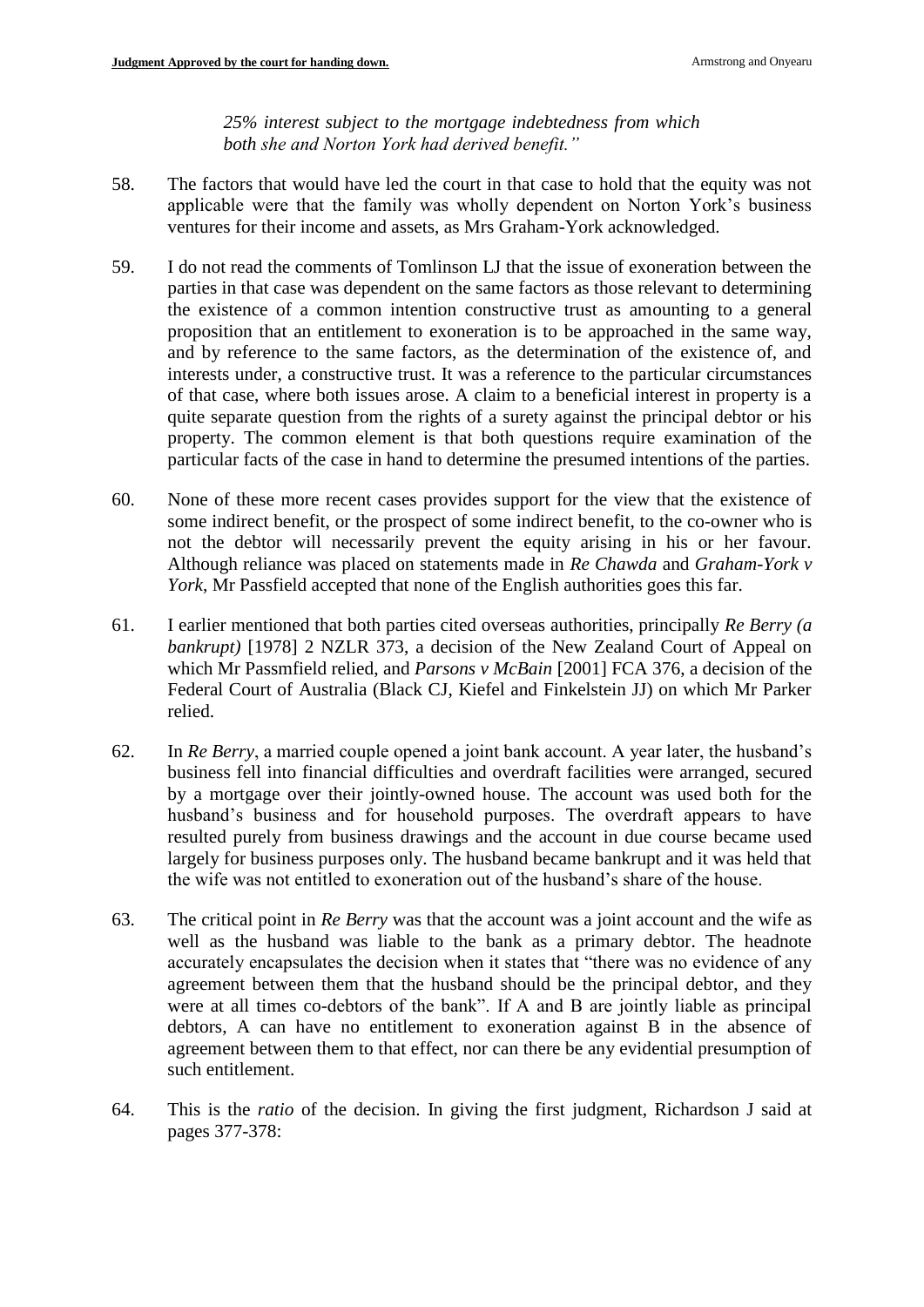*25% interest subject to the mortgage indebtedness from which both she and Norton York had derived benefit."*

58. The factors that would have led the court in that case to hold that the equity was not applicable were that the family was wholly dependent on Norton York's business ventures for their income and assets, as Mrs Graham-York acknowledged.

59. I do not read the comments of Tomlinson LJ that the issue of exoneration between the parties in that case was dependent on the same factors as those relevant to determining the existence of a common intention constructive trust as amounting to a general proposition that an entitlement to exoneration is to be approached in the same way, and by reference to the same factors, as the determination of the existence of, and interests under, a constructive trust. It was a reference to the particular circumstances of that case, where both issues arose. A claim to a beneficial interest in property is a quite separate question from the rights of a surety against the principal debtor or his property. The common element is that both questions require examination of the particular facts of the case in hand to determine the presumed intentions of the parties.

60. None of these more recent cases provides support for the view that the existence of some indirect benefit, or the prospect of some indirect benefit, to the co-owner who is not the debtor will necessarily prevent the equity arising in his or her favour. Although reliance was placed on statements made in *Re Chawda* and *Graham-York v York*, Mr Passfield accepted that none of the English authorities goes this far.

61. I earlier mentioned that both parties cited overseas authorities, principally *Re Berry (a bankrupt)* [1978] 2 NZLR 373, a decision of the New Zealand Court of Appeal on which Mr Passmfield relied, and *Parsons v McBain* [2001] FCA 376, a decision of the Federal Court of Australia (Black CJ, Kiefel and Finkelstein JJ) on which Mr Parker relied.

62. In *Re Berry*, a married couple opened a joint bank account. A year later, the husband's business fell into financial difficulties and overdraft facilities were arranged, secured by a mortgage over their jointly-owned house. The account was used both for the husband's business and for household purposes. The overdraft appears to have resulted purely from business drawings and the account in due course became used largely for business purposes only. The husband became bankrupt and it was held that the wife was not entitled to exoneration out of the husband's share of the house.

63. The critical point in *Re Berry* was that the account was a joint account and the wife as well as the husband was liable to the bank as a primary debtor. The headnote accurately encapsulates the decision when it states that "there was no evidence of any agreement between them that the husband should be the principal debtor, and they were at all times co-debtors of the bank". If A and B are jointly liable as principal debtors, A can have no entitlement to exoneration against B in the absence of agreement between them to that effect, nor can there be any evidential presumption of such entitlement.

64. This is the *ratio* of the decision. In giving the first judgment, Richardson J said at pages 377-378: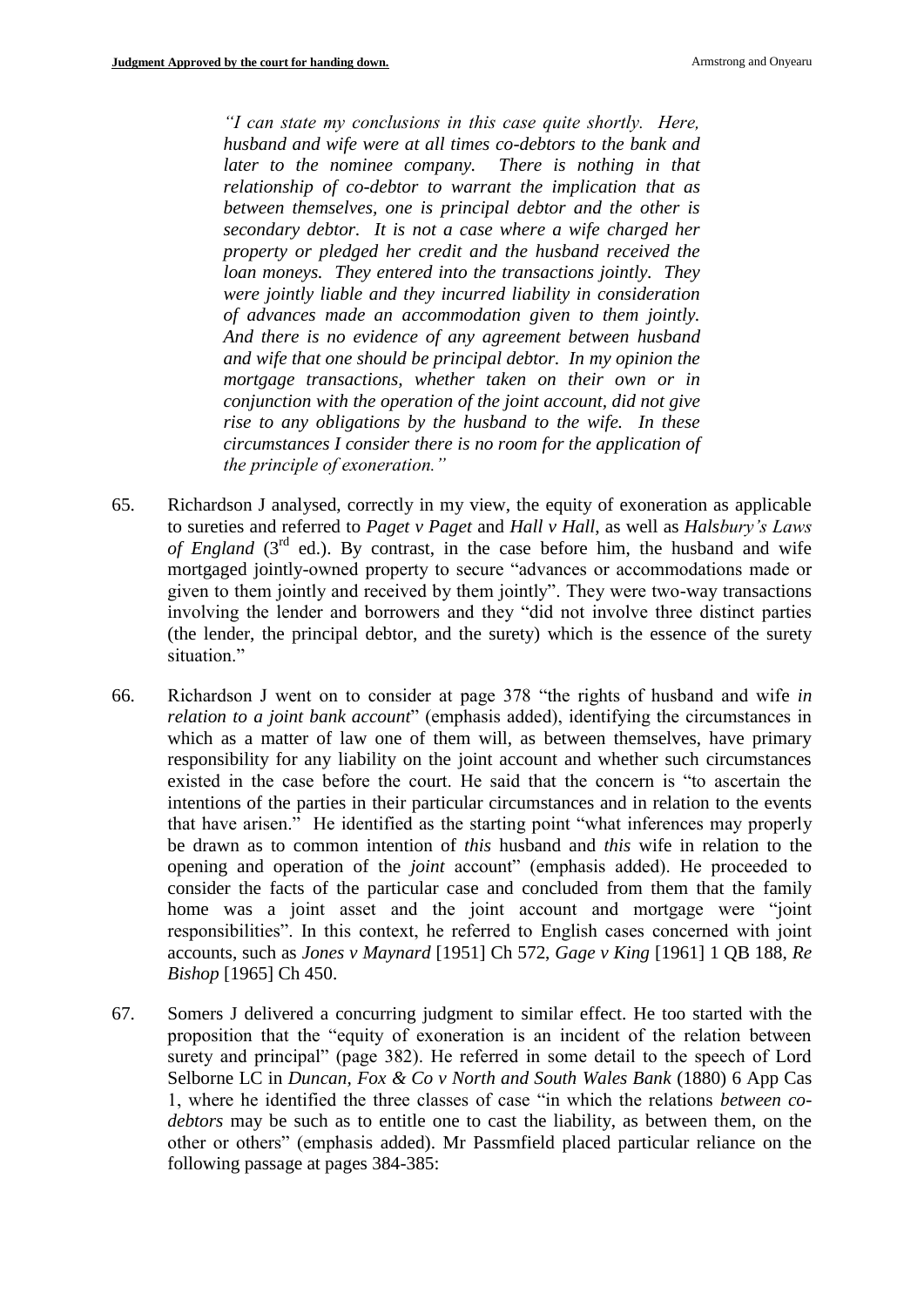> *"I can state my conclusions in this case quite shortly. Here, husband and wife were at all times co-debtors to the bank and later to the nominee company. There is nothing in that relationship of co-debtor to warrant the implication that as between themselves, one is principal debtor and the other is secondary debtor. It is not a case where a wife charged her property or pledged her credit and the husband received the loan moneys. They entered into the transactions jointly. They were jointly liable and they incurred liability in consideration of advances made an accommodation given to them jointly. And there is no evidence of any agreement between husband and wife that one should be principal debtor. In my opinion the mortgage transactions, whether taken on their own or in conjunction with the operation of the joint account, did not give rise to any obligations by the husband to the wife. In these circumstances I consider there is no room for the application of the principle of exoneration."*

65. Richardson J analysed, correctly in my view, the equity of exoneration as applicable to sureties and referred to *Paget v Paget* and *Hall v Hall*, as well as *Halsbury's Laws of England* (3rd ed.). By contrast, in the case before him, the husband and wife mortgaged jointly-owned property to secure "advances or accommodations made or given to them jointly and received by them jointly". They were two-way transactions involving the lender and borrowers and they "did not involve three distinct parties (the lender, the principal debtor, and the surety) which is the essence of the surety situation."

66. Richardson J went on to consider at page 378 "the rights of husband and wife *in relation to a joint bank account*" (emphasis added), identifying the circumstances in which as a matter of law one of them will, as between themselves, have primary responsibility for any liability on the joint account and whether such circumstances existed in the case before the court. He said that the concern is "to ascertain the intentions of the parties in their particular circumstances and in relation to the events that have arisen." He identified as the starting point "what inferences may properly be drawn as to common intention of *this* husband and *this* wife in relation to the opening and operation of the *joint* account" (emphasis added). He proceeded to consider the facts of the particular case and concluded from them that the family home was a joint asset and the joint account and mortgage were "joint responsibilities". In this context, he referred to English cases concerned with joint accounts, such as *Jones v Maynard* [1951] Ch 572, *Gage v King* [1961] 1 QB 188, *Re Bishop* [1965] Ch 450.

67. Somers J delivered a concurring judgment to similar effect. He too started with the proposition that the "equity of exoneration is an incident of the relation between surety and principal" (page 382). He referred in some detail to the speech of Lord Selborne LC in *Duncan, Fox & Co v North and South Wales Bank* (1880) 6 App Cas 1, where he identified the three classes of case "in which the relations *between co-debtors* may be such as to entitle one to cast the liability, as between them, on the other or others" (emphasis added). Mr Passmfield placed particular reliance on the following passage at pages 384-385: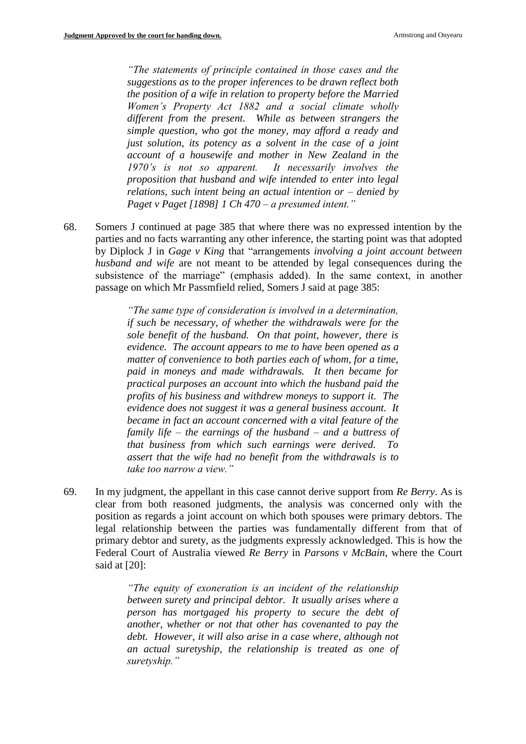> *"The statements of principle contained in those cases and the suggestions as to the proper inferences to be drawn reflect both the position of a wife in relation to property before the Married Women's Property Act 1882 and a social climate wholly different from the present. While as between strangers the simple question, who got the money, may afford a ready and just solution, its potency as a solvent in the case of a joint account of a housewife and mother in New Zealand in the 1970's is not so apparent. It necessarily involves the proposition that husband and wife intended to enter into legal relations, such intent being an actual intention or – denied by Paget v Paget [1898] 1 Ch 470 – a presumed intent."*

68. Somers J continued at page 385 that where there was no expressed intention by the parties and no facts warranting any other inference, the starting point was that adopted by Diplock J in *Gage v King* that "arrangements *involving a joint account between husband and wife* are not meant to be attended by legal consequences during the subsistence of the marriage" (emphasis added). In the same context, in another passage on which Mr Passmfield relied, Somers J said at page 385:

> *"The same type of consideration is involved in a determination, if such be necessary, of whether the withdrawals were for the sole benefit of the husband. On that point, however, there is evidence. The account appears to me to have been opened as a matter of convenience to both parties each of whom, for a time, paid in moneys and made withdrawals. It then became for practical purposes an account into which the husband paid the profits of his business and withdrew moneys to support it. The evidence does not suggest it was a general business account. It became in fact an account concerned with a vital feature of the family life – the earnings of the husband – and a buttress of that business from which such earnings were derived. To assert that the wife had no benefit from the withdrawals is to take too narrow a view."*

69. In my judgment, the appellant in this case cannot derive support from *Re Berry*. As is clear from both reasoned judgments, the analysis was concerned only with the position as regards a joint account on which both spouses were primary debtors. The legal relationship between the parties was fundamentally different from that of primary debtor and surety, as the judgments expressly acknowledged. This is how the Federal Court of Australia viewed *Re Berry* in *Parsons v McBain*, where the Court said at [20]:

> *"The equity of exoneration is an incident of the relationship between surety and principal debtor. It usually arises where a person has mortgaged his property to secure the debt of another, whether or not that other has covenanted to pay the debt. However, it will also arise in a case where, although not an actual suretyship, the relationship is treated as one of suretyship."*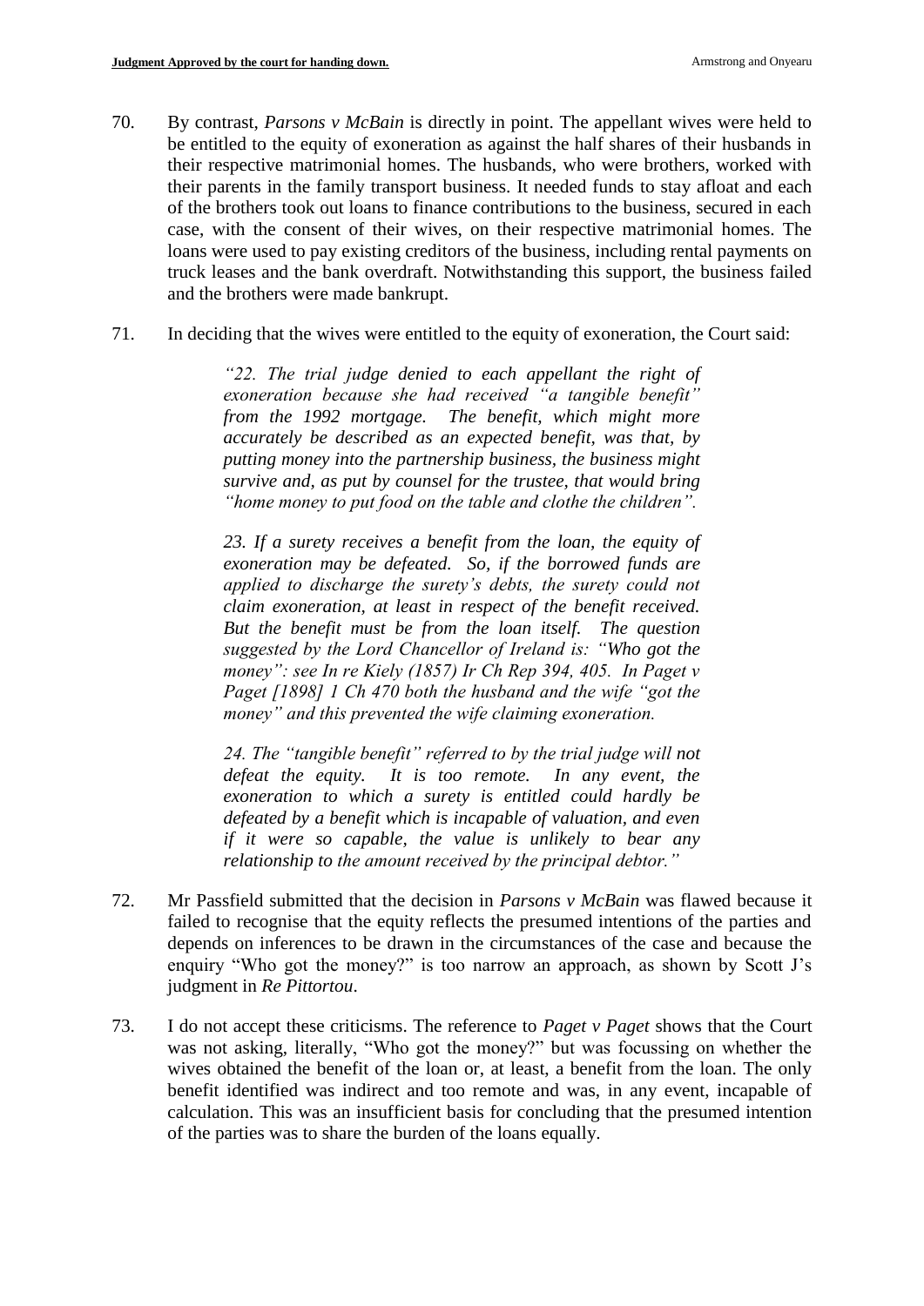70. By contrast, *Parsons v McBain* is directly in point. The appellant wives were held to be entitled to the equity of exoneration as against the half shares of their husbands in their respective matrimonial homes. The husbands, who were brothers, worked with their parents in the family transport business. It needed funds to stay afloat and each of the brothers took out loans to finance contributions to the business, secured in each case, with the consent of their wives, on their respective matrimonial homes. The loans were used to pay existing creditors of the business, including rental payments on truck leases and the bank overdraft. Notwithstanding this support, the business failed and the brothers were made bankrupt.

71. In deciding that the wives were entitled to the equity of exoneration, the Court said:

> *"22. The trial judge denied to each appellant the right of exoneration because she had received "a tangible benefit" from the 1992 mortgage. The benefit, which might more accurately be described as an expected benefit, was that, by putting money into the partnership business, the business might survive and, as put by counsel for the trustee, that would bring "home money to put food on the table and clothe the children".*
>
> *23. If a surety receives a benefit from the loan, the equity of exoneration may be defeated. So, if the borrowed funds are applied to discharge the surety's debts, the surety could not claim exoneration, at least in respect of the benefit received. But the benefit must be from the loan itself. The question suggested by the Lord Chancellor of Ireland is: "Who got the money": see In re Kiely (1857) Ir Ch Rep 394, 405. In Paget v Paget [1898] 1 Ch 470 both the husband and the wife "got the money" and this prevented the wife claiming exoneration.*
>
> *24. The "tangible benefit" referred to by the trial judge will not defeat the equity. It is too remote. In any event, the exoneration to which a surety is entitled could hardly be defeated by a benefit which is incapable of valuation, and even if it were so capable, the value is unlikely to bear any relationship to the amount received by the principal debtor."*

72. Mr Passfield submitted that the decision in *Parsons v McBain* was flawed because it failed to recognise that the equity reflects the presumed intentions of the parties and depends on inferences to be drawn in the circumstances of the case and because the enquiry "Who got the money?" is too narrow an approach, as shown by Scott J's judgment in *Re Pittortou*.

73. I do not accept these criticisms. The reference to *Paget v Paget* shows that the Court was not asking, literally, "Who got the money?" but was focussing on whether the wives obtained the benefit of the loan or, at least, a benefit from the loan. The only benefit identified was indirect and too remote and was, in any event, incapable of calculation. This was an insufficient basis for concluding that the presumed intention of the parties was to share the burden of the loans equally.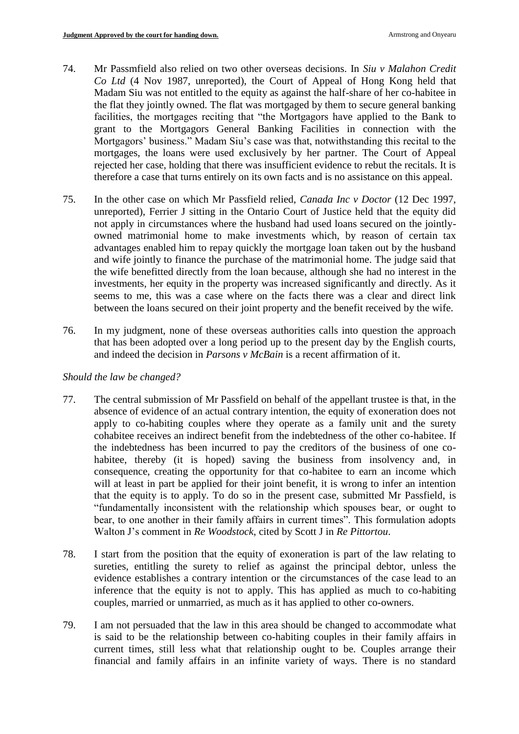74. Mr Passmfield also relied on two other overseas decisions. In *Siu v Malahon Credit Co Ltd* (4 Nov 1987, unreported), the Court of Appeal of Hong Kong held that Madam Siu was not entitled to the equity as against the half-share of her co-habitee in the flat they jointly owned. The flat was mortgaged by them to secure general banking facilities, the mortgages reciting that "the Mortgagors have applied to the Bank to grant to the Mortgagors General Banking Facilities in connection with the Mortgagors' business." Madam Siu's case was that, notwithstanding this recital to the mortgages, the loans were used exclusively by her partner. The Court of Appeal rejected her case, holding that there was insufficient evidence to rebut the recitals. It is therefore a case that turns entirely on its own facts and is no assistance on this appeal.

75. In the other case on which Mr Passfield relied, *Canada Inc v Doctor* (12 Dec 1997, unreported), Ferrier J sitting in the Ontario Court of Justice held that the equity did not apply in circumstances where the husband had used loans secured on the jointly-owned matrimonial home to make investments which, by reason of certain tax advantages enabled him to repay quickly the mortgage loan taken out by the husband and wife jointly to finance the purchase of the matrimonial home. The judge said that the wife benefitted directly from the loan because, although she had no interest in the investments, her equity in the property was increased significantly and directly. As it seems to me, this was a case where on the facts there was a clear and direct link between the loans secured on their joint property and the benefit received by the wife.

76. In my judgment, none of these overseas authorities calls into question the approach that has been adopted over a long period up to the present day by the English courts, and indeed the decision in *Parsons v McBain* is a recent affirmation of it.

*Should the law be changed?*

77. The central submission of Mr Passfield on behalf of the appellant trustee is that, in the absence of evidence of an actual contrary intention, the equity of exoneration does not apply to co-habiting couples where they operate as a family unit and the surety cohabitee receives an indirect benefit from the indebtedness of the other co-habitee. If the indebtedness has been incurred to pay the creditors of the business of one co-habitee, thereby (it is hoped) saving the business from insolvency and, in consequence, creating the opportunity for that co-habitee to earn an income which will at least in part be applied for their joint benefit, it is wrong to infer an intention that the equity is to apply. To do so in the present case, submitted Mr Passfield, is "fundamentally inconsistent with the relationship which spouses bear, or ought to bear, to one another in their family affairs in current times". This formulation adopts Walton J's comment in *Re Woodstock*, cited by Scott J in *Re Pittortou*.

78. I start from the position that the equity of exoneration is part of the law relating to sureties, entitling the surety to relief as against the principal debtor, unless the evidence establishes a contrary intention or the circumstances of the case lead to an inference that the equity is not to apply. This has applied as much to co-habiting couples, married or unmarried, as much as it has applied to other co-owners.

79. I am not persuaded that the law in this area should be changed to accommodate what is said to be the relationship between co-habiting couples in their family affairs in current times, still less what that relationship ought to be. Couples arrange their financial and family affairs in an infinite variety of ways. There is no standard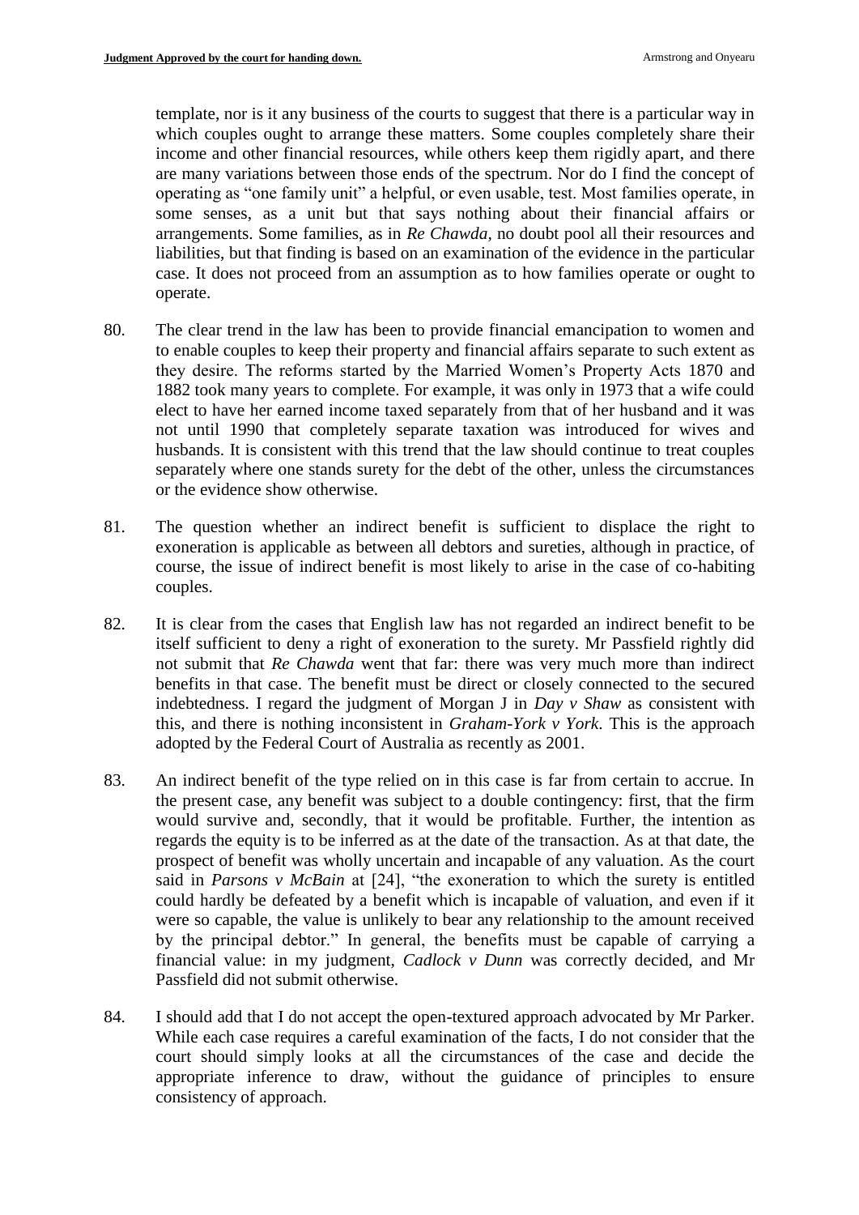template, nor is it any business of the courts to suggest that there is a particular way in which couples ought to arrange these matters. Some couples completely share their income and other financial resources, while others keep them rigidly apart, and there are many variations between those ends of the spectrum. Nor do I find the concept of operating as "one family unit" a helpful, or even usable, test. Most families operate, in some senses, as a unit but that says nothing about their financial affairs or arrangements. Some families, as in *Re Chawda,* no doubt pool all their resources and liabilities, but that finding is based on an examination of the evidence in the particular case. It does not proceed from an assumption as to how families operate or ought to operate.

80. The clear trend in the law has been to provide financial emancipation to women and to enable couples to keep their property and financial affairs separate to such extent as they desire. The reforms started by the Married Women's Property Acts 1870 and 1882 took many years to complete. For example, it was only in 1973 that a wife could elect to have her earned income taxed separately from that of her husband and it was not until 1990 that completely separate taxation was introduced for wives and husbands. It is consistent with this trend that the law should continue to treat couples separately where one stands surety for the debt of the other, unless the circumstances or the evidence show otherwise.

81. The question whether an indirect benefit is sufficient to displace the right to exoneration is applicable as between all debtors and sureties, although in practice, of course, the issue of indirect benefit is most likely to arise in the case of co-habiting couples.

82. It is clear from the cases that English law has not regarded an indirect benefit to be itself sufficient to deny a right of exoneration to the surety. Mr Passfield rightly did not submit that *Re Chawda* went that far: there was very much more than indirect benefits in that case. The benefit must be direct or closely connected to the secured indebtedness. I regard the judgment of Morgan J in *Day v Shaw* as consistent with this, and there is nothing inconsistent in *Graham-York v York*. This is the approach adopted by the Federal Court of Australia as recently as 2001.

83. An indirect benefit of the type relied on in this case is far from certain to accrue. In the present case, any benefit was subject to a double contingency: first, that the firm would survive and, secondly, that it would be profitable. Further, the intention as regards the equity is to be inferred as at the date of the transaction. As at that date, the prospect of benefit was wholly uncertain and incapable of any valuation. As the court said in *Parsons v McBain* at [24], "the exoneration to which the surety is entitled could hardly be defeated by a benefit which is incapable of valuation, and even if it were so capable, the value is unlikely to bear any relationship to the amount received by the principal debtor." In general, the benefits must be capable of carrying a financial value: in my judgment, *Cadlock v Dunn* was correctly decided, and Mr Passfield did not submit otherwise.

84. I should add that I do not accept the open-textured approach advocated by Mr Parker. While each case requires a careful examination of the facts, I do not consider that the court should simply looks at all the circumstances of the case and decide the appropriate inference to draw, without the guidance of principles to ensure consistency of approach.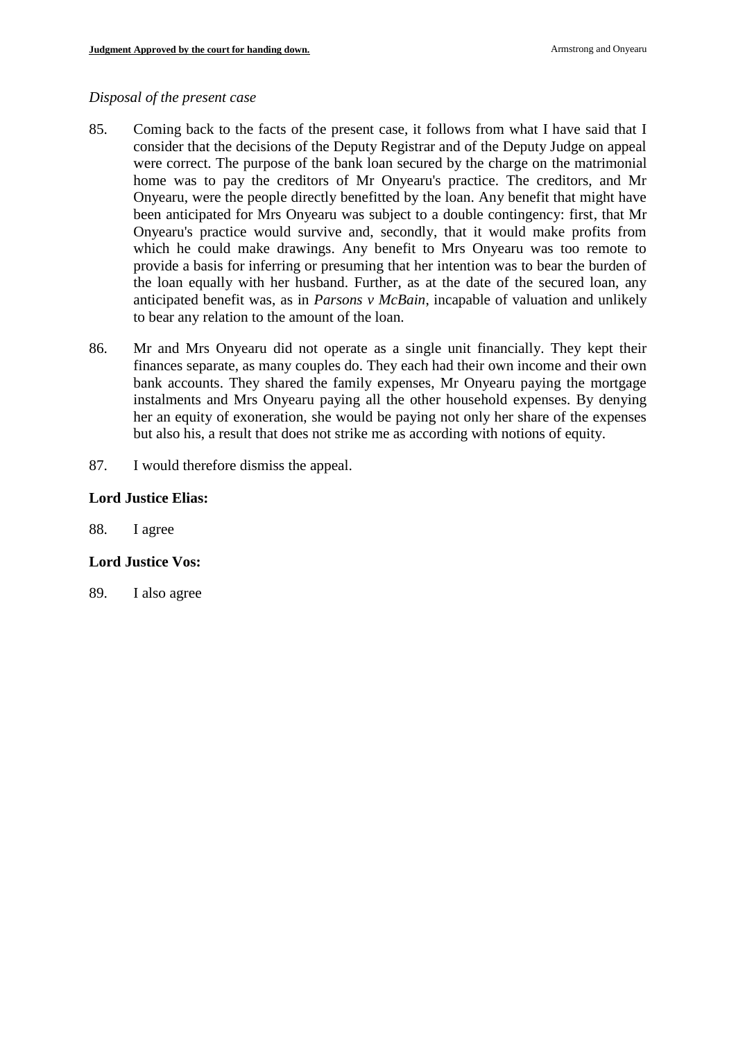*Disposal of the present case*

85. Coming back to the facts of the present case, it follows from what I have said that I consider that the decisions of the Deputy Registrar and of the Deputy Judge on appeal were correct. The purpose of the bank loan secured by the charge on the matrimonial home was to pay the creditors of Mr Onyearu's practice. The creditors, and Mr Onyearu, were the people directly benefitted by the loan. Any benefit that might have been anticipated for Mrs Onyearu was subject to a double contingency: first, that Mr Onyearu's practice would survive and, secondly, that it would make profits from which he could make drawings. Any benefit to Mrs Onyearu was too remote to provide a basis for inferring or presuming that her intention was to bear the burden of the loan equally with her husband. Further, as at the date of the secured loan, any anticipated benefit was, as in *Parsons v McBain*, incapable of valuation and unlikely to bear any relation to the amount of the loan.

86. Mr and Mrs Onyearu did not operate as a single unit financially. They kept their finances separate, as many couples do. They each had their own income and their own bank accounts. They shared the family expenses, Mr Onyearu paying the mortgage instalments and Mrs Onyearu paying all the other household expenses. By denying her an equity of exoneration, she would be paying not only her share of the expenses but also his, a result that does not strike me as according with notions of equity.

87. I would therefore dismiss the appeal.

**Lord Justice Elias:**

88. I agree

**Lord Justice Vos:**

89. I also agree